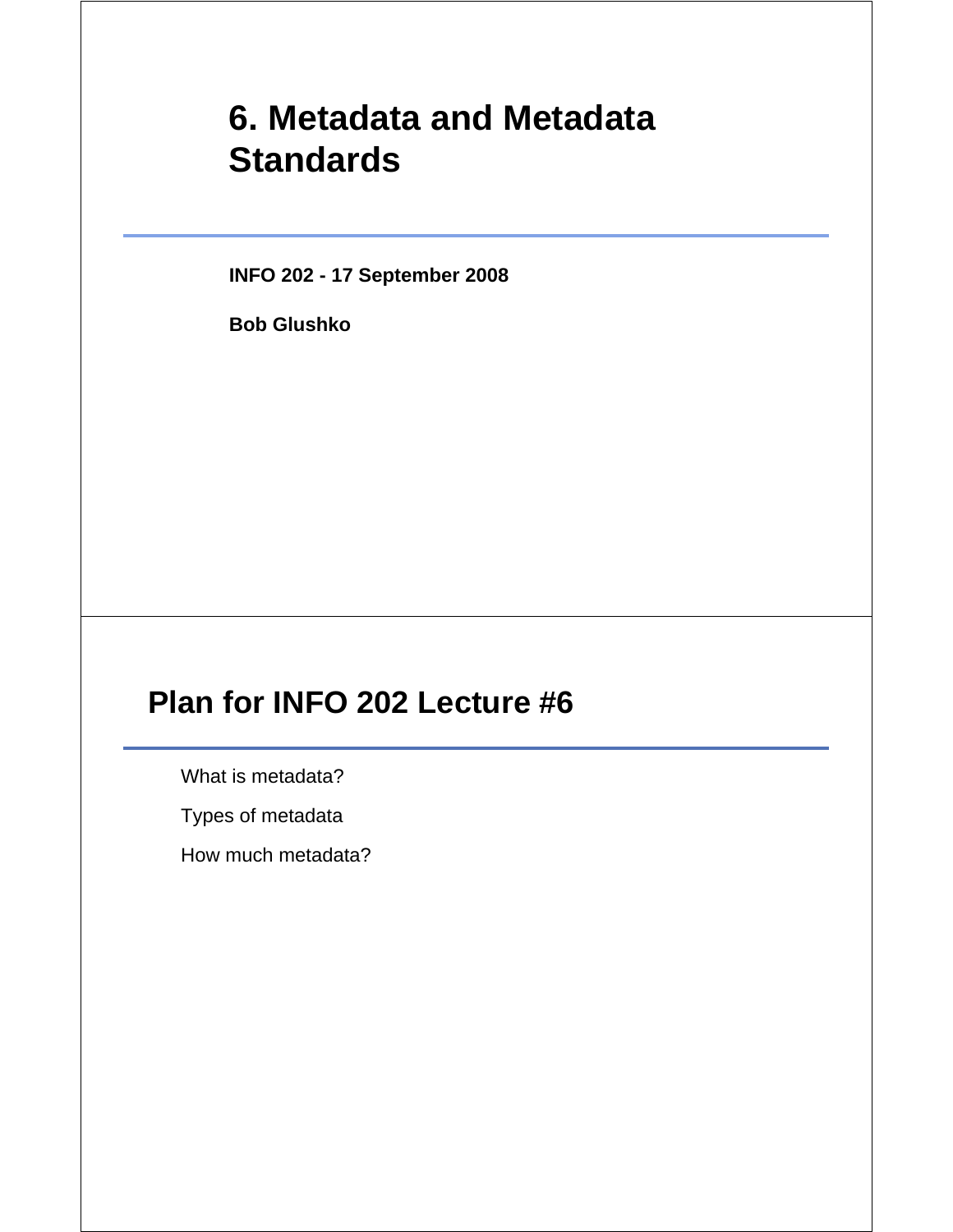# 6. Metadata and Metadata Standards

**INFO 202 - 17 September 2008**

**Bob Glushko**

## Plan for INFO 202 Lecture #6

What is metadata?

Types of metadata

How much metadata?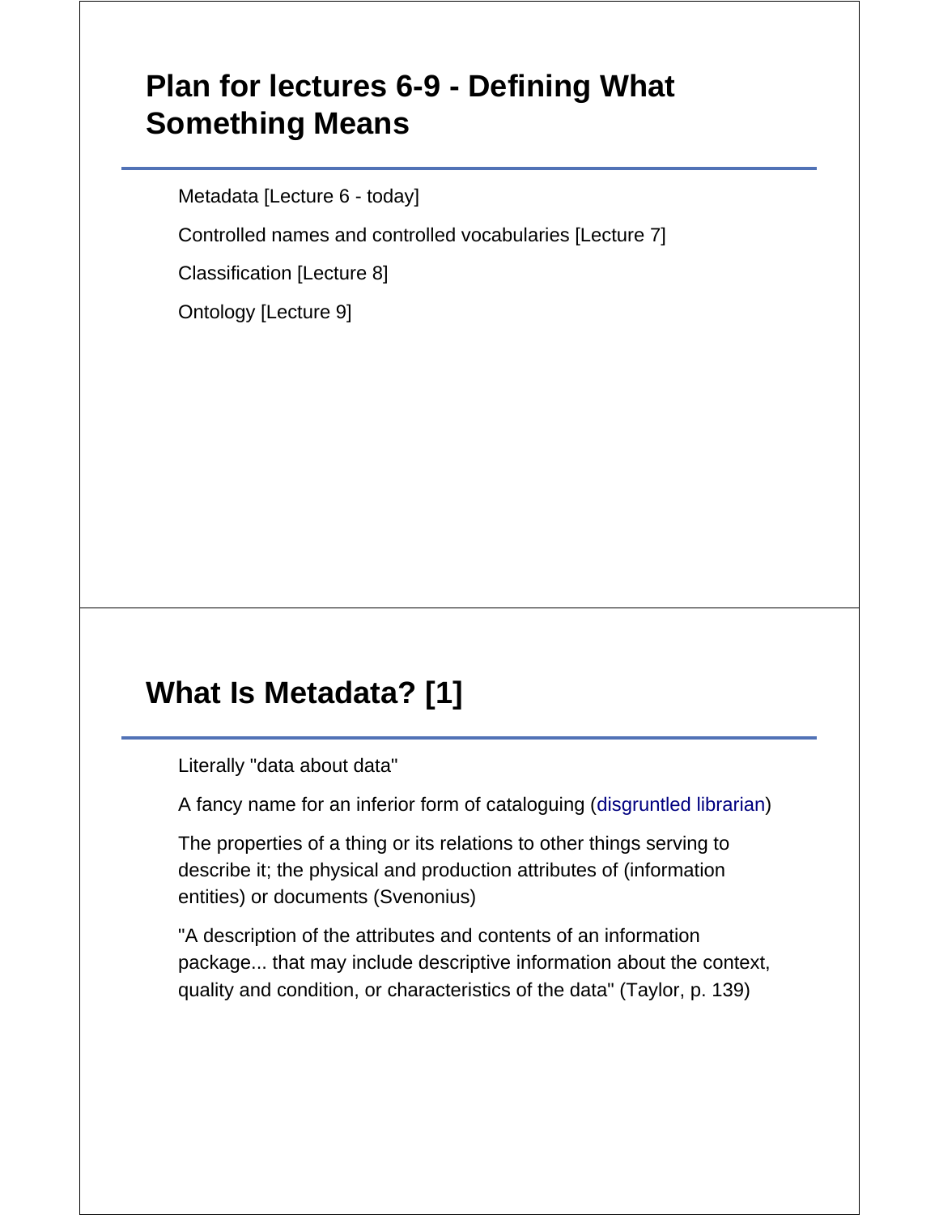# Plan for lectures 6-9 - Defining What Something Means

Metadata [Lecture 6 - today]

Controlled names and controlled vocabularies [Lecture 7]

Classification [Lecture 8]

Ontology [Lecture 9]

# What Is Metadata? [1]

Literally "data about data"

A fancy name for an inferior form of cataloguing (disgruntled librarian)

The properties of a thing or its relations to other things serving to describe it; the physical and production attributes of (information entities) or documents (Svenonius)

"A description of the attributes and contents of an information package... that may include descriptive information about the context, quality and condition, or characteristics of the data" (Taylor, p. 139)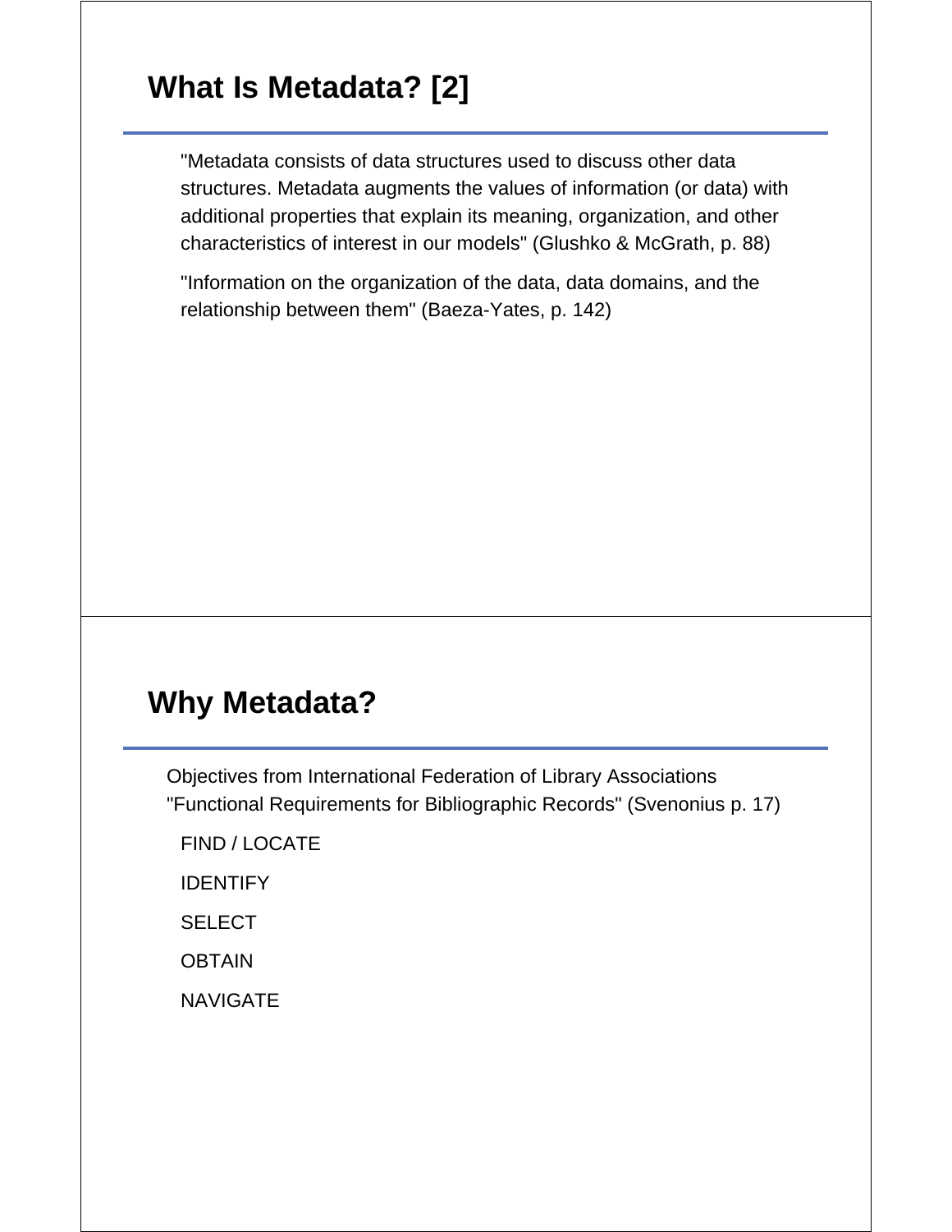## What Is Metadata? [2]

"Metadata consists of data structures used to discuss other data structures. Metadata augments the values of information (or data) with additional properties that explain its meaning, organization, and other characteristics of interest in our models" (Glushko & McGrath, p. 88)

"Information on the organization of the data, data domains, and the relationship between them" (Baeza-Yates, p. 142)

## Why Metadata?

Objectives from International Federation of Library Associations "Functional Requirements for Bibliographic Records" (Svenonius p. 17)

FIND / LOCATE

IDENTIFY

SELECT

OBTAIN

NAVIGATE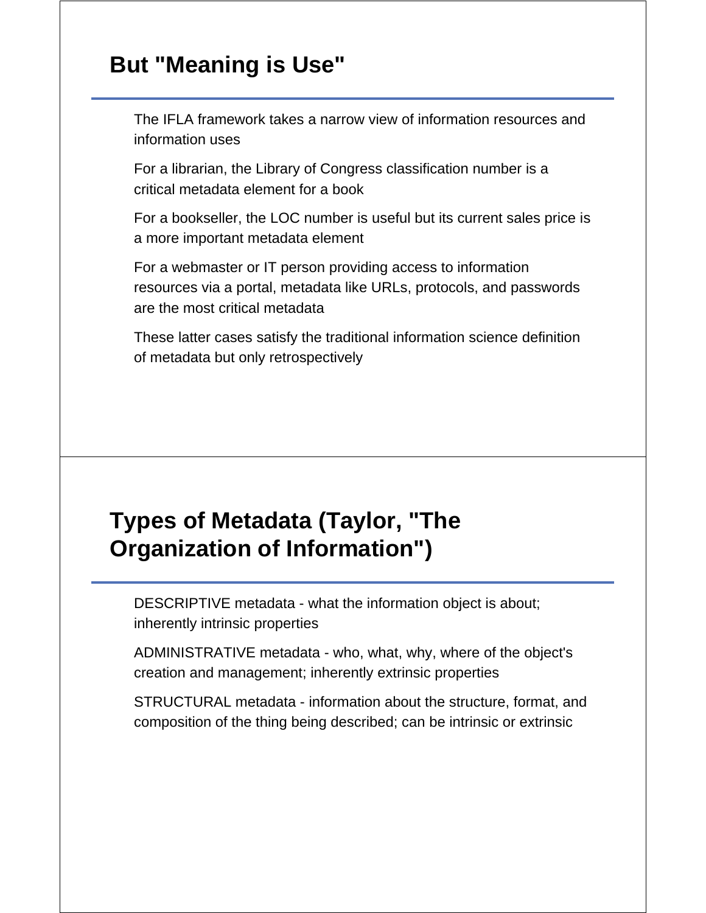## But "Meaning is Use"

The IFLA framework takes a narrow view of information resources and information uses

For a librarian, the Library of Congress classification number is a critical metadata element for a book

For a bookseller, the LOC number is useful but its current sales price is a more important metadata element

For a webmaster or IT person providing access to information resources via a portal, metadata like URLs, protocols, and passwords are the most critical metadata

These latter cases satisfy the traditional information science definition of metadata but only retrospectively

## Types of Metadata (Taylor, "The Organization of Information")

DESCRIPTIVE metadata - what the information object is about; inherently intrinsic properties

ADMINISTRATIVE metadata - who, what, why, where of the object's creation and management; inherently extrinsic properties

STRUCTURAL metadata - information about the structure, format, and composition of the thing being described; can be intrinsic or extrinsic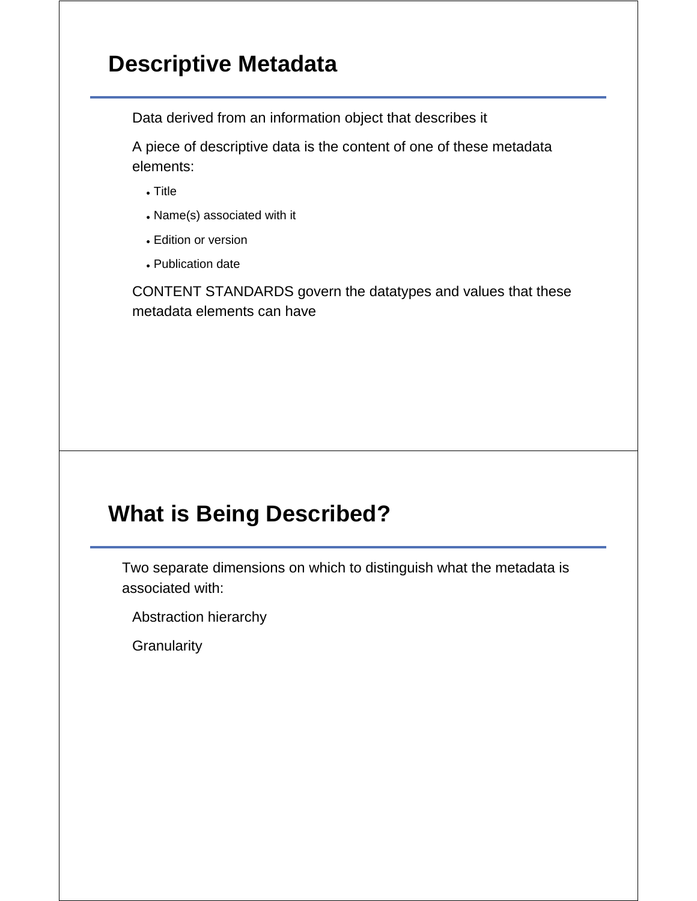## Descriptive Metadata

Data derived from an information object that describes it

A piece of descriptive data is the content of one of these metadata elements:

- Title
- Name(s) associated with it
- Edition or version
- Publication date

CONTENT STANDARDS govern the datatypes and values that these metadata elements can have

## What is Being Described?

Two separate dimensions on which to distinguish what the metadata is associated with:

Abstraction hierarchy

Granularity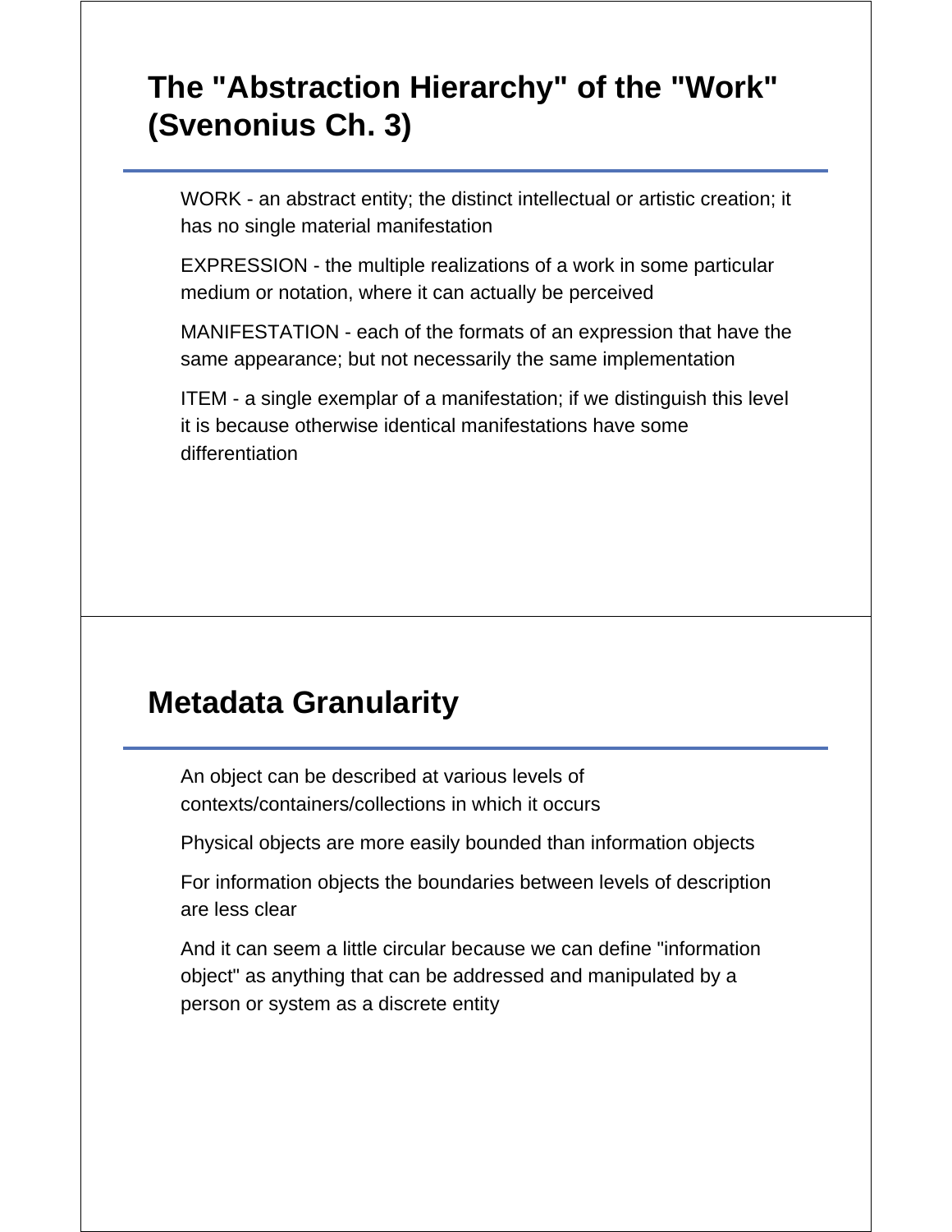## The "Abstraction Hierarchy" of the "Work" (Svenonius Ch. 3)

WORK - an abstract entity; the distinct intellectual or artistic creation; it has no single material manifestation

EXPRESSION - the multiple realizations of a work in some particular medium or notation, where it can actually be perceived

MANIFESTATION - each of the formats of an expression that have the same appearance; but not necessarily the same implementation

ITEM - a single exemplar of a manifestation; if we distinguish this level it is because otherwise identical manifestations have some differentiation

## Metadata Granularity

An object can be described at various levels of contexts/containers/collections in which it occurs

Physical objects are more easily bounded than information objects

For information objects the boundaries between levels of description are less clear

And it can seem a little circular because we can define "information object" as anything that can be addressed and manipulated by a person or system as a discrete entity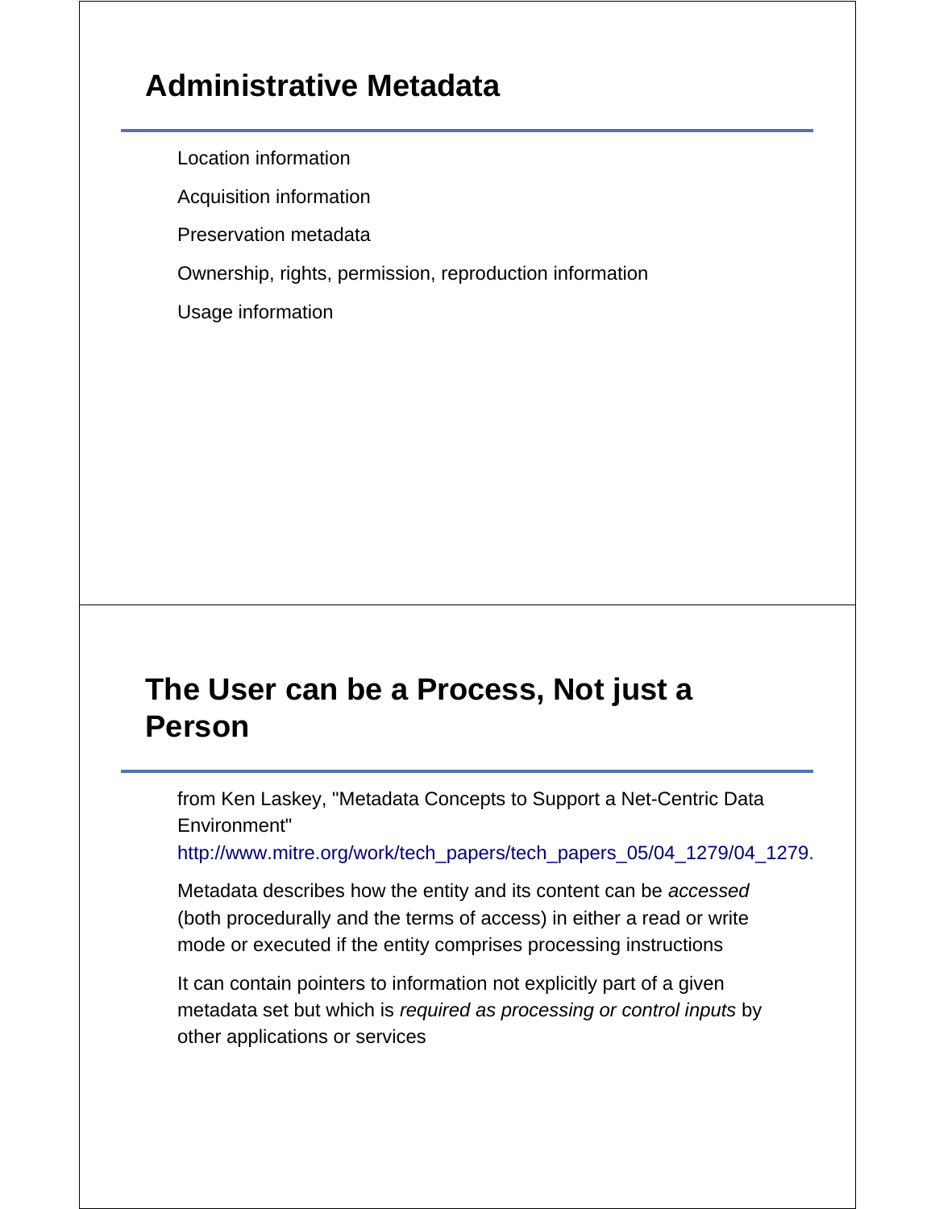## Administrative Metadata

Location information

Acquisition information

Preservation metadata

Ownership, rights, permission, reproduction information

Usage information

## The User can be a Process, Not just a Person

from Ken Laskey, "Metadata Concepts to Support a Net-Centric Data Environment"

http://www.mitre.org/work/tech_papers/tech_papers_05/04_1279/04_1279.

Metadata describes how the entity and its content can be *accessed* (both procedurally and the terms of access) in either a read or write mode or executed if the entity comprises processing instructions

It can contain pointers to information not explicitly part of a given metadata set but which is *required as processing or control inputs* by other applications or services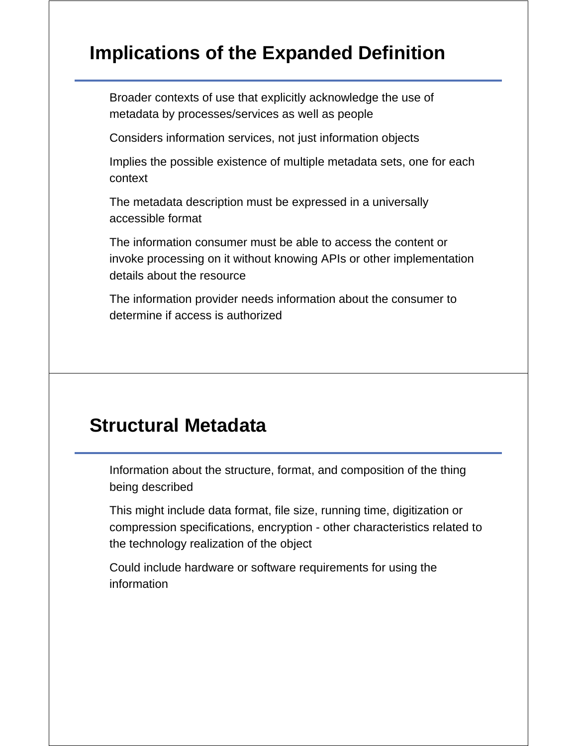## Implications of the Expanded Definition

- Broader contexts of use that explicitly acknowledge the use of metadata by processes/services as well as people
- Considers information services, not just information objects
- Implies the possible existence of multiple metadata sets, one for each context
- The metadata description must be expressed in a universally accessible format
- The information consumer must be able to access the content or invoke processing on it without knowing APIs or other implementation details about the resource
- The information provider needs information about the consumer to determine if access is authorized

## Structural Metadata

- Information about the structure, format, and composition of the thing being described
- This might include data format, file size, running time, digitization or compression specifications, encryption - other characteristics related to the technology realization of the object
- Could include hardware or software requirements for using the information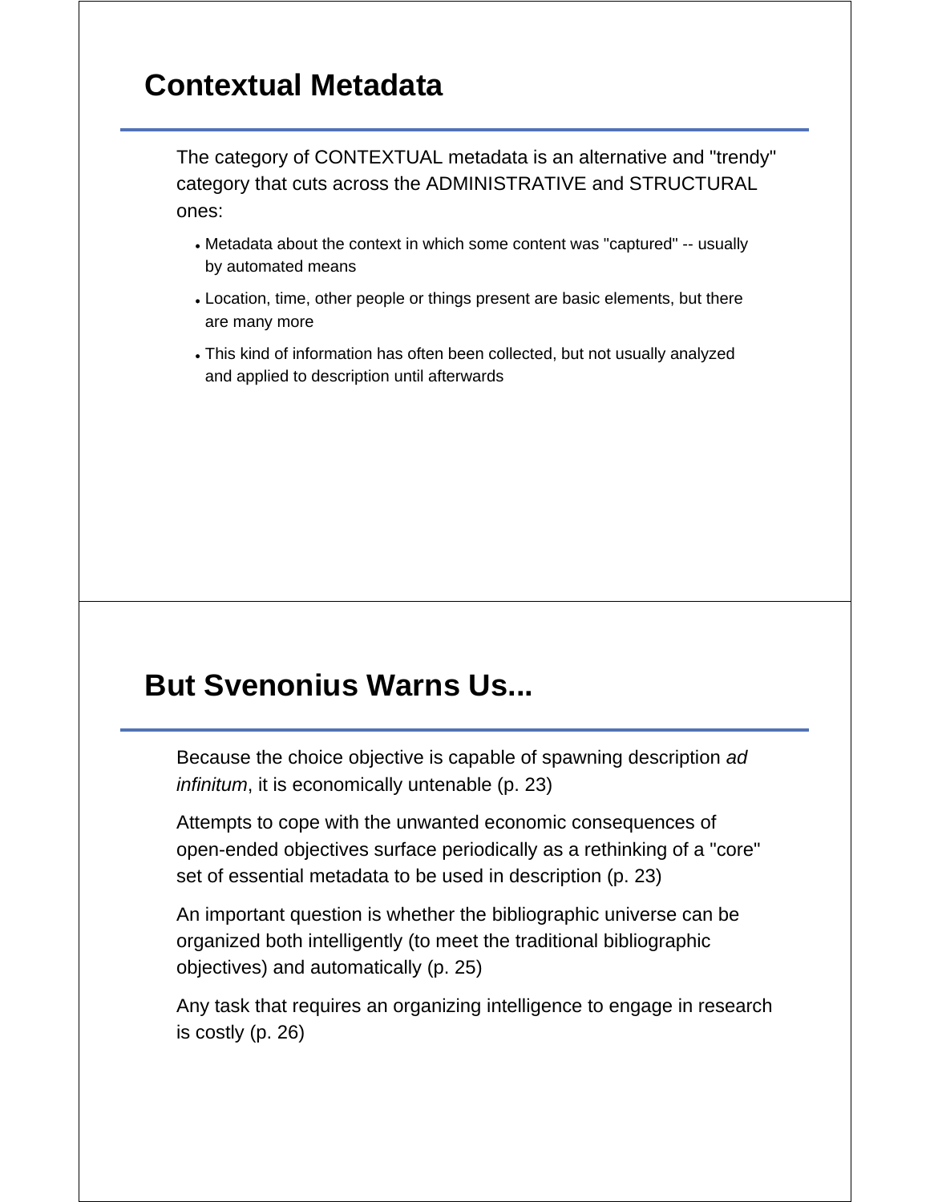## Contextual Metadata

The category of CONTEXTUAL metadata is an alternative and "trendy" category that cuts across the ADMINISTRATIVE and STRUCTURAL ones:

- Metadata about the context in which some content was "captured" -- usually by automated means
- Location, time, other people or things present are basic elements, but there are many more
- This kind of information has often been collected, but not usually analyzed and applied to description until afterwards

## But Svenonius Warns Us...

Because the choice objective is capable of spawning description *ad infinitum*, it is economically untenable (p. 23)

Attempts to cope with the unwanted economic consequences of open-ended objectives surface periodically as a rethinking of a "core" set of essential metadata to be used in description (p. 23)

An important question is whether the bibliographic universe can be organized both intelligently (to meet the traditional bibliographic objectives) and automatically (p. 25)

Any task that requires an organizing intelligence to engage in research is costly (p. 26)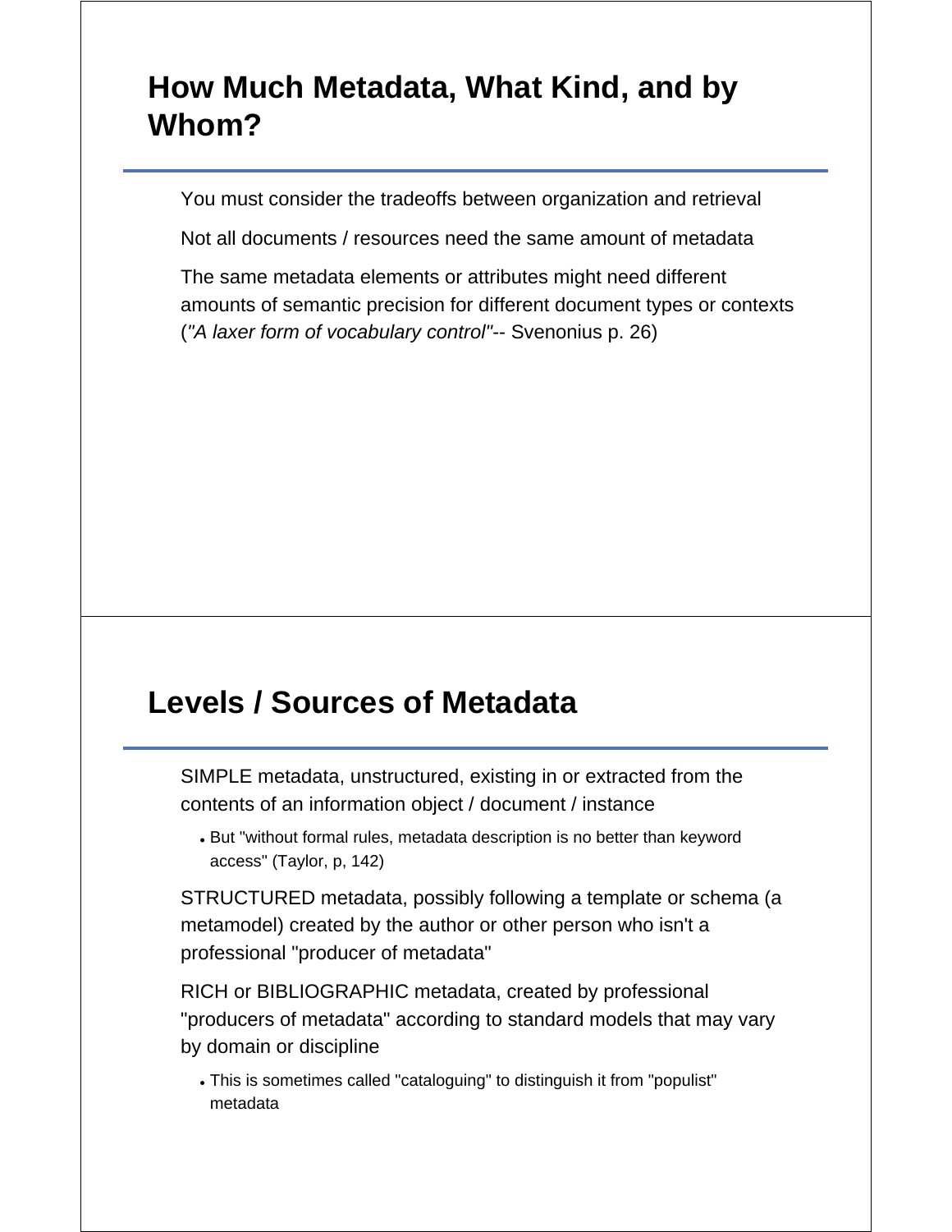## How Much Metadata, What Kind, and by Whom?

You must consider the tradeoffs between organization and retrieval

Not all documents / resources need the same amount of metadata

The same metadata elements or attributes might need different amounts of semantic precision for different document types or contexts (*"A laxer form of vocabulary control"*-- Svenonius p. 26)

## Levels / Sources of Metadata

SIMPLE metadata, unstructured, existing in or extracted from the contents of an information object / document / instance

- But "without formal rules, metadata description is no better than keyword access" (Taylor, p, 142)

STRUCTURED metadata, possibly following a template or schema (a metamodel) created by the author or other person who isn't a professional "producer of metadata"

RICH or BIBLIOGRAPHIC metadata, created by professional "producers of metadata" according to standard models that may vary by domain or discipline

- This is sometimes called "cataloguing" to distinguish it from "populist" metadata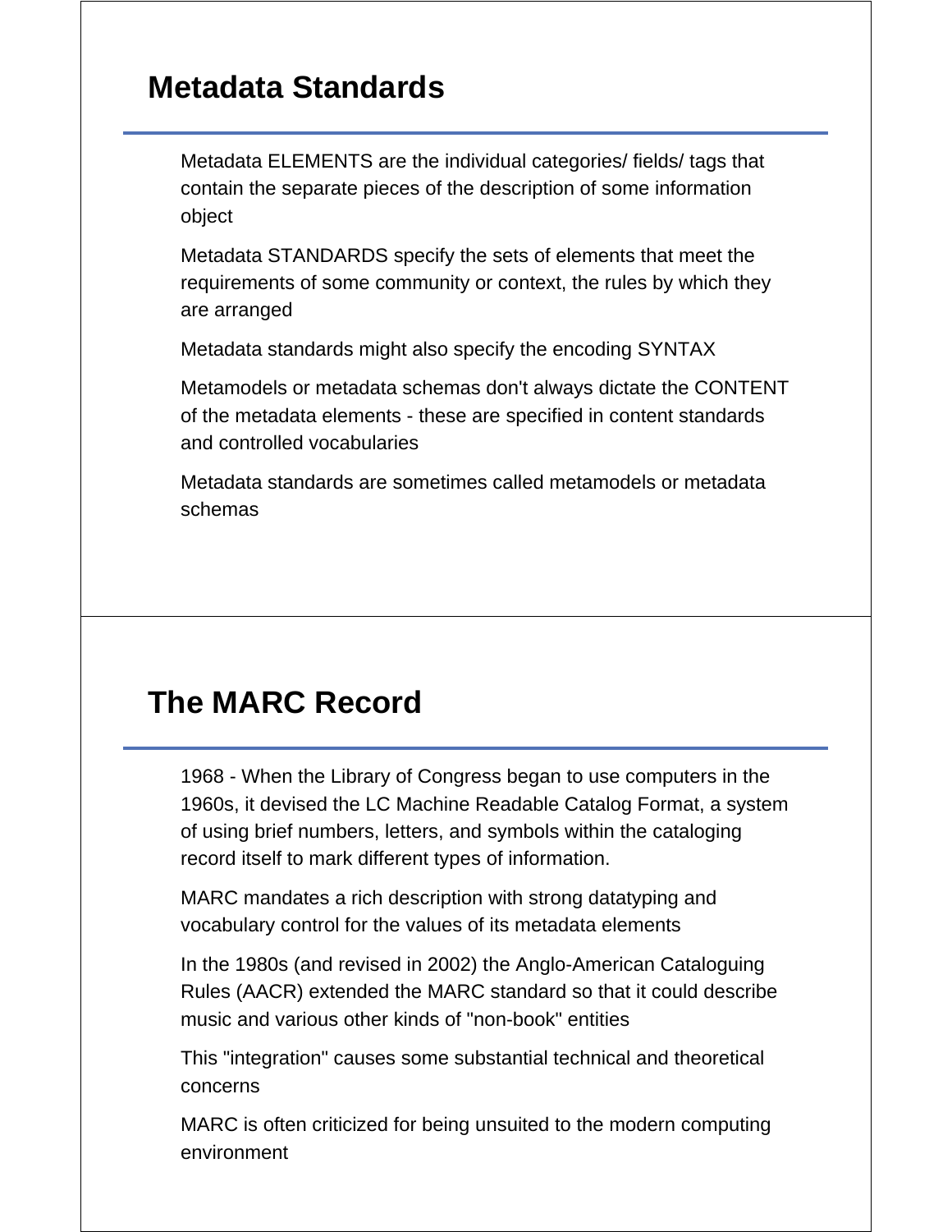## Metadata Standards

Metadata ELEMENTS are the individual categories/ fields/ tags that contain the separate pieces of the description of some information object

Metadata STANDARDS specify the sets of elements that meet the requirements of some community or context, the rules by which they are arranged

Metadata standards might also specify the encoding SYNTAX

Metamodels or metadata schemas don't always dictate the CONTENT of the metadata elements - these are specified in content standards and controlled vocabularies

Metadata standards are sometimes called metamodels or metadata schemas

## The MARC Record

1968 - When the Library of Congress began to use computers in the 1960s, it devised the LC Machine Readable Catalog Format, a system of using brief numbers, letters, and symbols within the cataloging record itself to mark different types of information.

MARC mandates a rich description with strong datatyping and vocabulary control for the values of its metadata elements

In the 1980s (and revised in 2002) the Anglo-American Cataloguing Rules (AACR) extended the MARC standard so that it could describe music and various other kinds of "non-book" entities

This "integration" causes some substantial technical and theoretical concerns

MARC is often criticized for being unsuited to the modern computing environment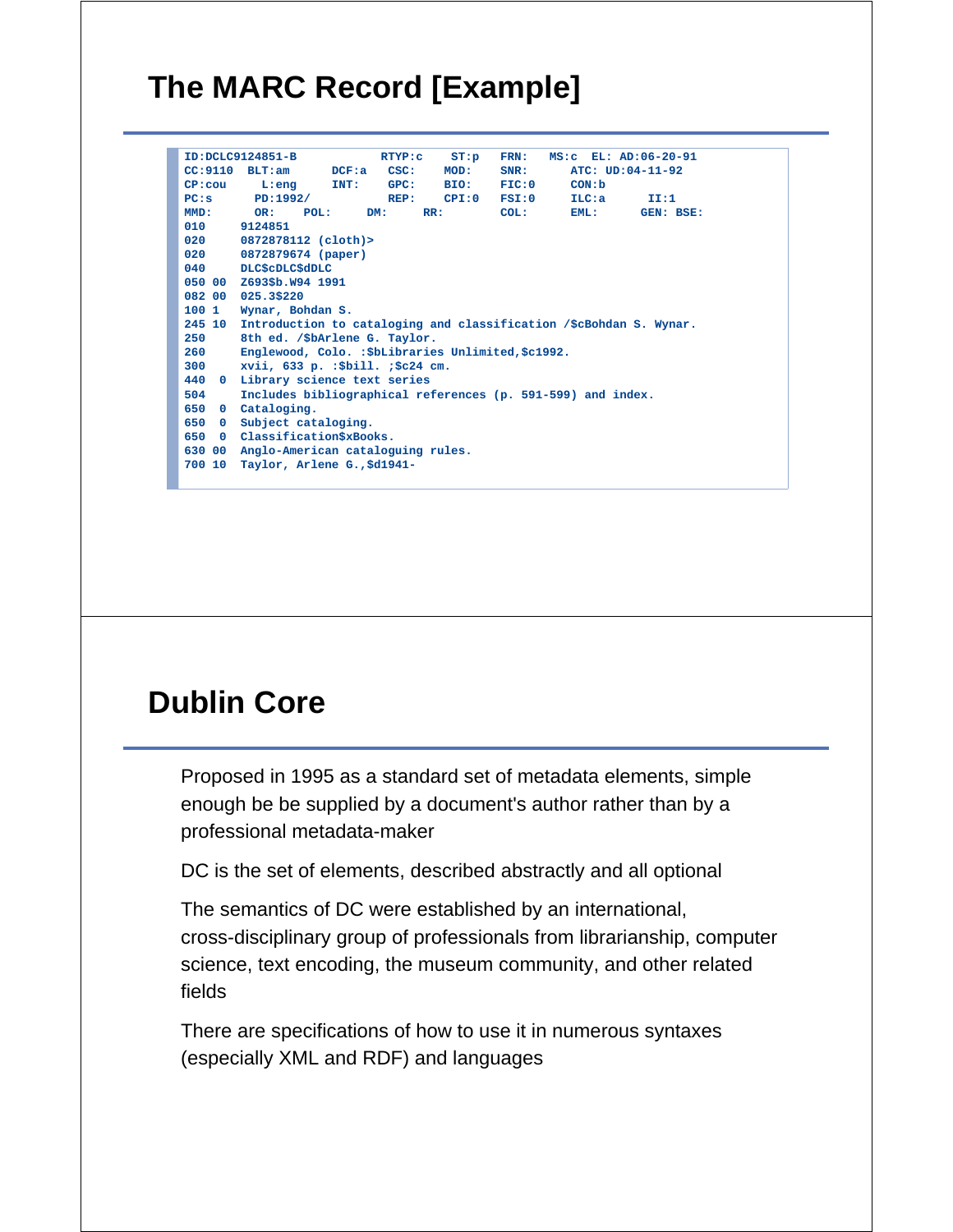## The MARC Record [Example]

```
ID:DCLC9124851-B           RTYP:c    ST:p   FRN:   MS:c  EL: AD:06-20-91
CC:9110  BLT:am      DCF:a   CSC:    MOD:    SNR:      ATC: UD:04-11-92
CP:cou     L:eng     INT:    GPC:    BIO:    FIC:0      CON:b
PC:s      PD:1992/           REP:    CPI:0   FSI:0      ILC:a      II:1
MMD:      OR:    POL:     DM:     RR:        COL:       EML:      GEN: BSE:
010     9124851
020     0872878112 (cloth)>
020     0872879674 (paper)
040     DLC$cDLC$dDLC
050 00  Z693$b.W94 1991
082 00  025.3$220
100 1   Wynar, Bohdan S.
245 10  Introduction to cataloging and classification /$cBohdan S. Wynar.
250     8th ed. /$bArlene G. Taylor.
260     Englewood, Colo. :$bLibraries Unlimited,$c1992.
300     xvii, 633 p. :$bill. ;$c24 cm.
440  0  Library science text series
504     Includes bibliographical references (p. 591-599) and index.
650  0  Cataloging.
650  0  Subject cataloging.
650  0  Classification$xBooks.
630 00  Anglo-American cataloguing rules.
700 10  Taylor, Arlene G.,$d1941-
```

## Dublin Core

Proposed in 1995 as a standard set of metadata elements, simple enough be be supplied by a document's author rather than by a professional metadata-maker

DC is the set of elements, described abstractly and all optional

The semantics of DC were established by an international, cross-disciplinary group of professionals from librarianship, computer science, text encoding, the museum community, and other related fields

There are specifications of how to use it in numerous syntaxes (especially XML and RDF) and languages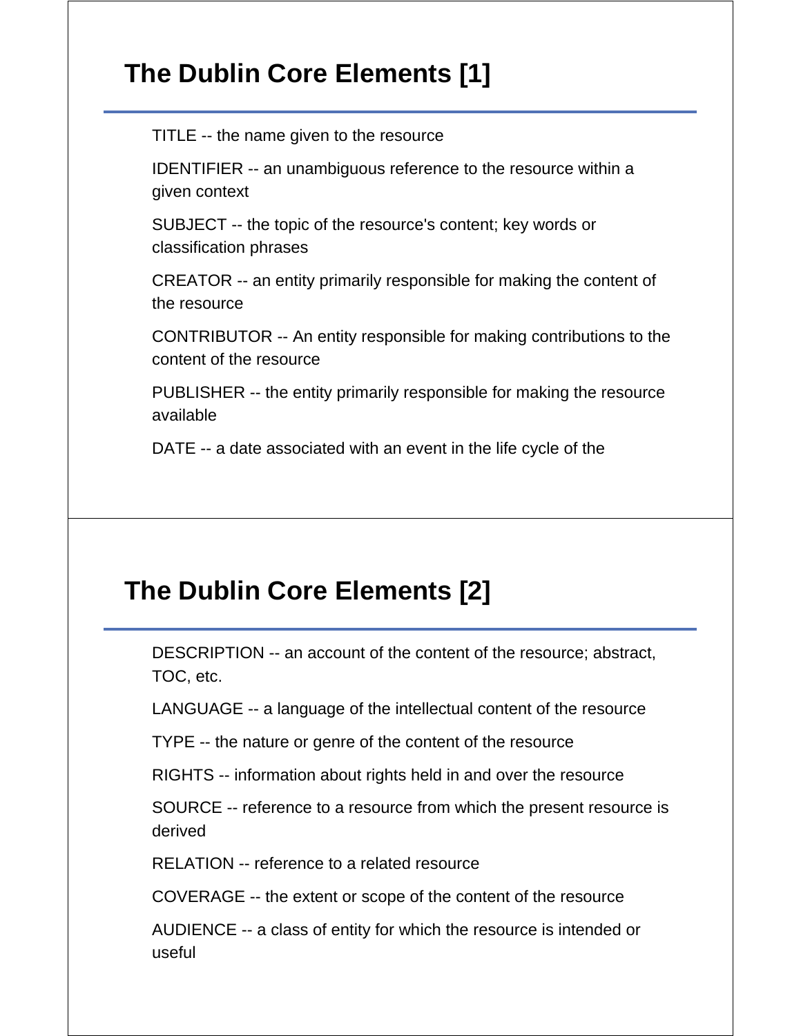# The Dublin Core Elements [1]

TITLE -- the name given to the resource

IDENTIFIER -- an unambiguous reference to the resource within a given context

SUBJECT -- the topic of the resource's content; key words or classification phrases

CREATOR -- an entity primarily responsible for making the content of the resource

CONTRIBUTOR -- An entity responsible for making contributions to the content of the resource

PUBLISHER -- the entity primarily responsible for making the resource available

DATE -- a date associated with an event in the life cycle of the

# The Dublin Core Elements [2]

DESCRIPTION -- an account of the content of the resource; abstract, TOC, etc.

LANGUAGE -- a language of the intellectual content of the resource

TYPE -- the nature or genre of the content of the resource

RIGHTS -- information about rights held in and over the resource

SOURCE -- reference to a resource from which the present resource is derived

RELATION -- reference to a related resource

COVERAGE -- the extent or scope of the content of the resource

AUDIENCE -- a class of entity for which the resource is intended or useful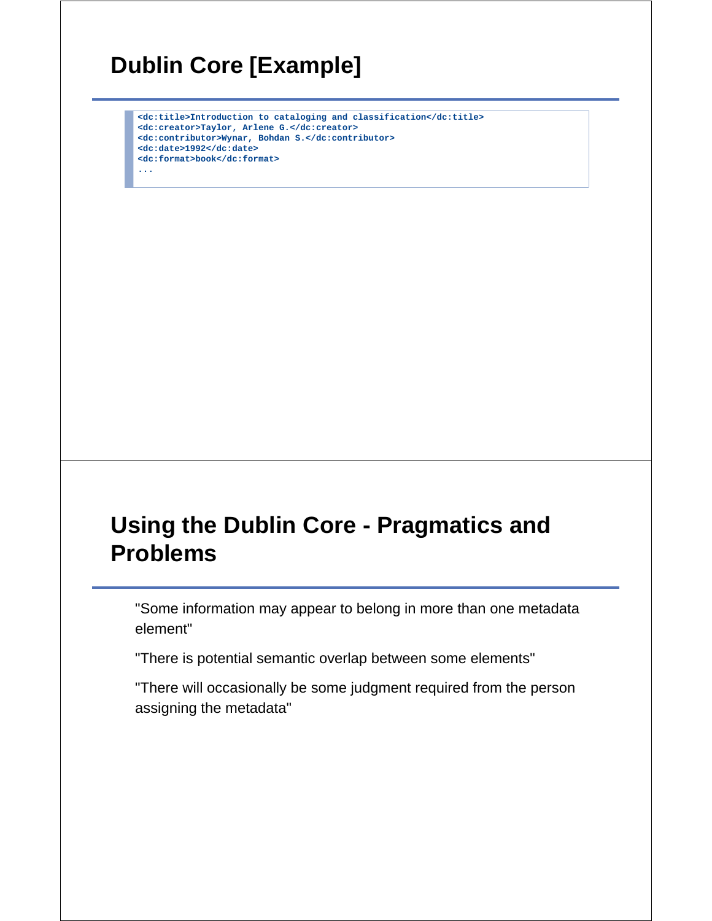## Dublin Core [Example]

```
<dc:title>Introduction to cataloging and classification</dc:title>
<dc:creator>Taylor, Arlene G.</dc:creator>
<dc:contributor>Wynar, Bohdan S.</dc:contributor>
<dc:date>1992</dc:date>
<dc:format>book</dc:format>
...
```

## Using the Dublin Core - Pragmatics and Problems

"Some information may appear to belong in more than one metadata element"

"There is potential semantic overlap between some elements"

"There will occasionally be some judgment required from the person assigning the metadata"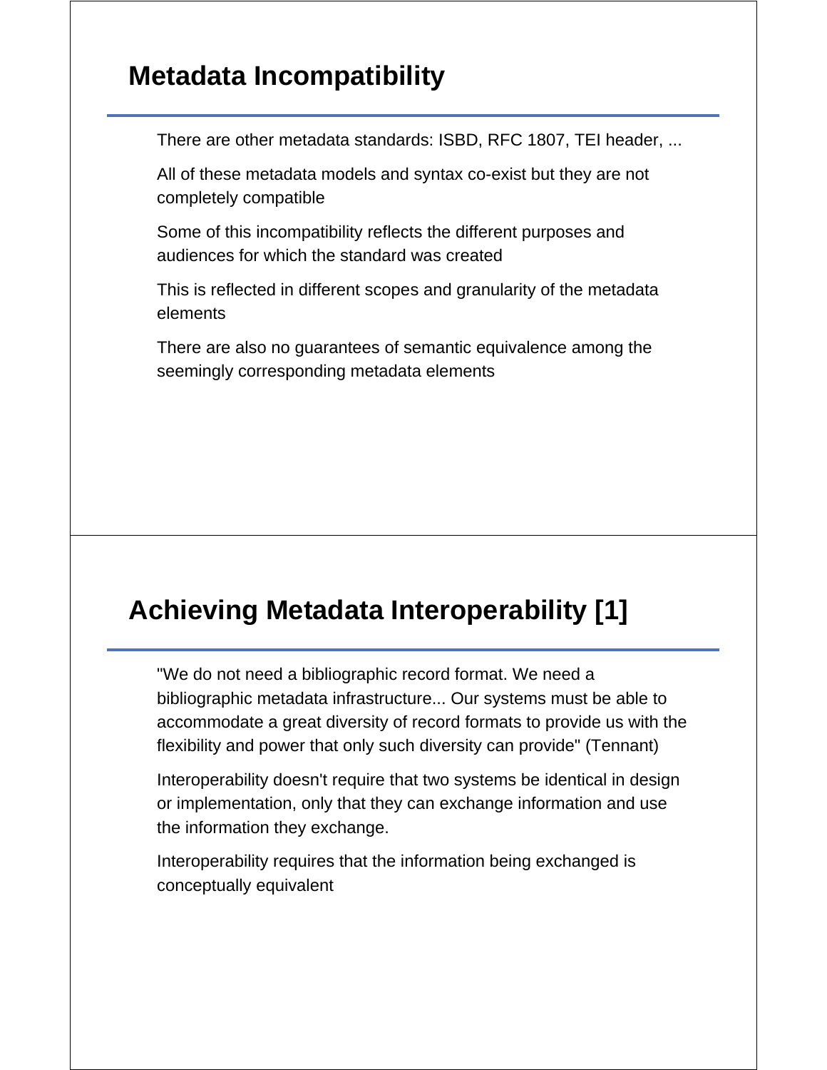## Metadata Incompatibility

There are other metadata standards: ISBD, RFC 1807, TEI header, ...

All of these metadata models and syntax co-exist but they are not completely compatible

Some of this incompatibility reflects the different purposes and audiences for which the standard was created

This is reflected in different scopes and granularity of the metadata elements

There are also no guarantees of semantic equivalence among the seemingly corresponding metadata elements

## Achieving Metadata Interoperability [1]

"We do not need a bibliographic record format. We need a bibliographic metadata infrastructure... Our systems must be able to accommodate a great diversity of record formats to provide us with the flexibility and power that only such diversity can provide" (Tennant)

Interoperability doesn't require that two systems be identical in design or implementation, only that they can exchange information and use the information they exchange.

Interoperability requires that the information being exchanged is conceptually equivalent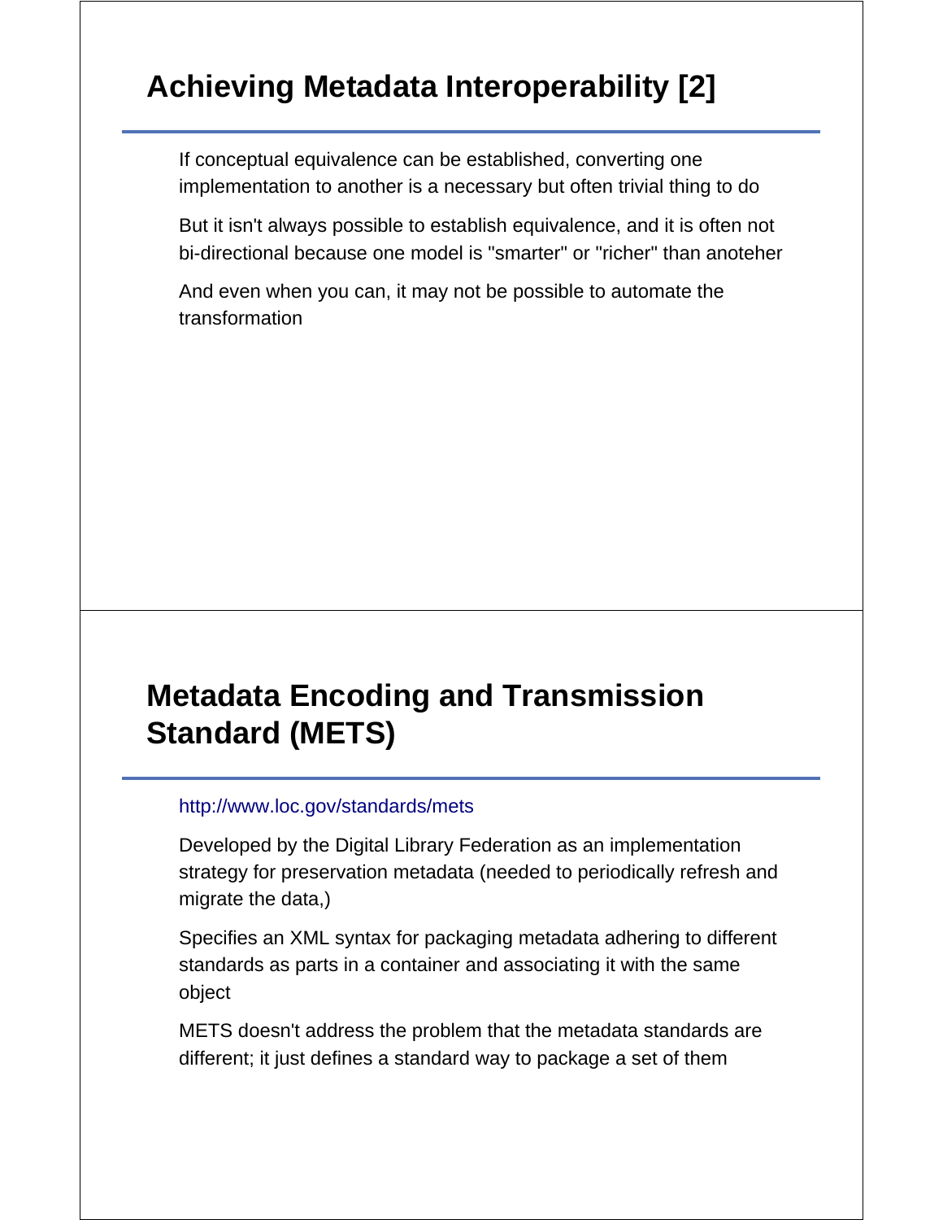## Achieving Metadata Interoperability [2]

If conceptual equivalence can be established, converting one implementation to another is a necessary but often trivial thing to do

But it isn't always possible to establish equivalence, and it is often not bi-directional because one model is "smarter" or "richer" than anoteher

And even when you can, it may not be possible to automate the transformation

## Metadata Encoding and Transmission Standard (METS)

http://www.loc.gov/standards/mets

Developed by the Digital Library Federation as an implementation strategy for preservation metadata (needed to periodically refresh and migrate the data,)

Specifies an XML syntax for packaging metadata adhering to different standards as parts in a container and associating it with the same object

METS doesn't address the problem that the metadata standards are different; it just defines a standard way to package a set of them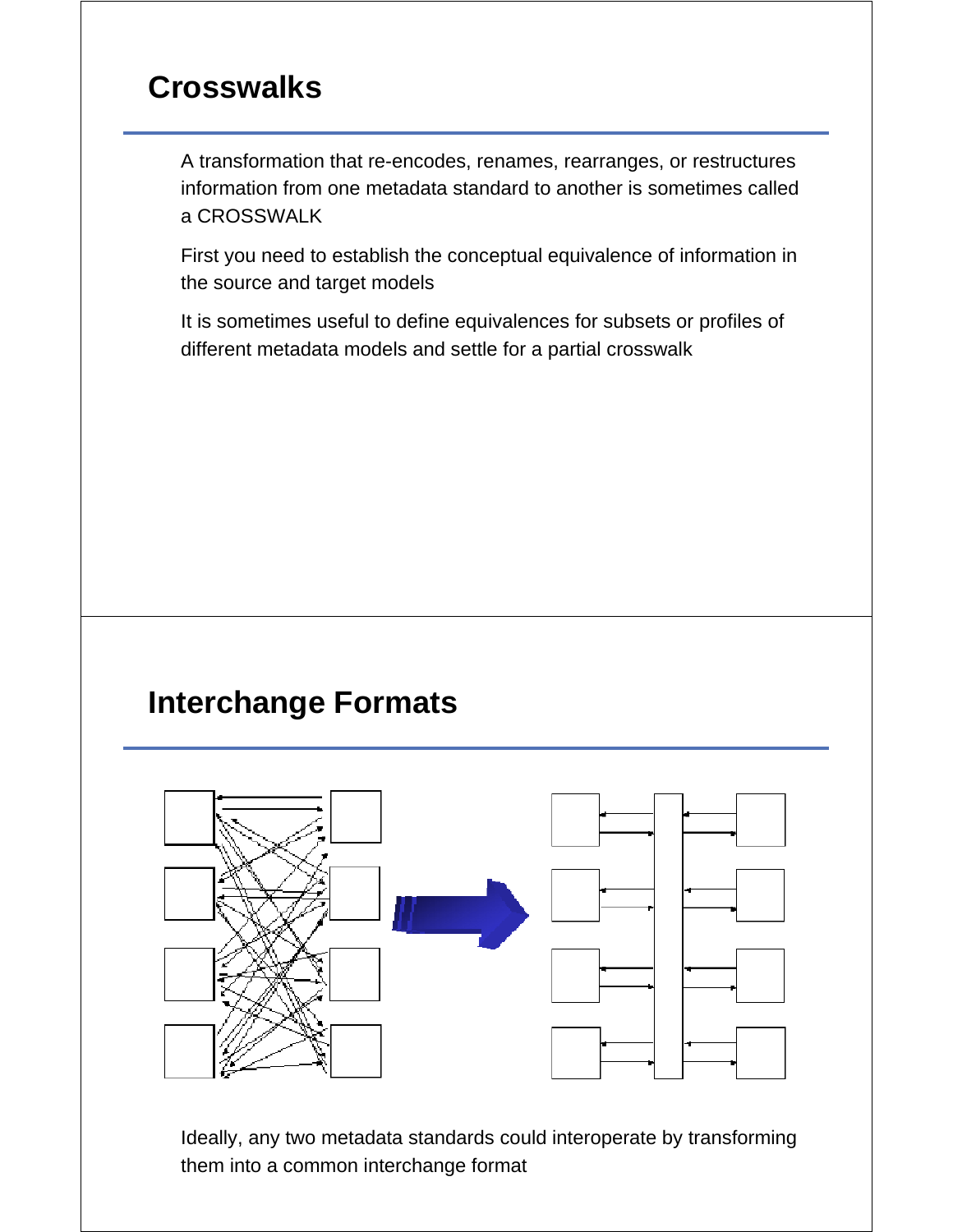## Crosswalks

A transformation that re-encodes, renames, rearranges, or restructures information from one metadata standard to another is sometimes called a CROSSWALK

First you need to establish the conceptual equivalence of information in the source and target models

It is sometimes useful to define equivalences for subsets or profiles of different metadata models and settle for a partial crosswalk

## Interchange Formats

Ideally, any two metadata standards could interoperate by transforming them into a common interchange format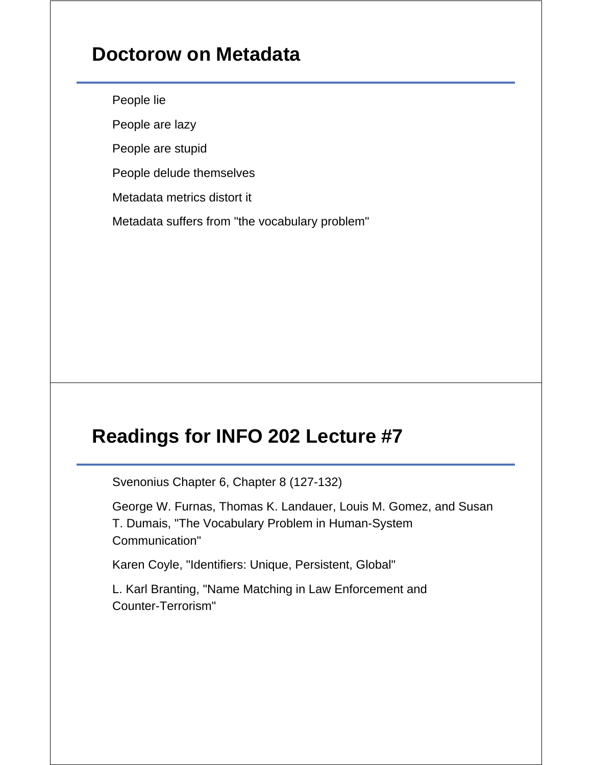## Doctorow on Metadata

People lie

People are lazy

People are stupid

People delude themselves

Metadata metrics distort it

Metadata suffers from "the vocabulary problem"

## Readings for INFO 202 Lecture #7

Svenonius Chapter 6, Chapter 8 (127-132)

George W. Furnas, Thomas K. Landauer, Louis M. Gomez, and Susan T. Dumais, "The Vocabulary Problem in Human-System Communication"

Karen Coyle, "Identifiers: Unique, Persistent, Global"

L. Karl Branting, "Name Matching in Law Enforcement and Counter-Terrorism"